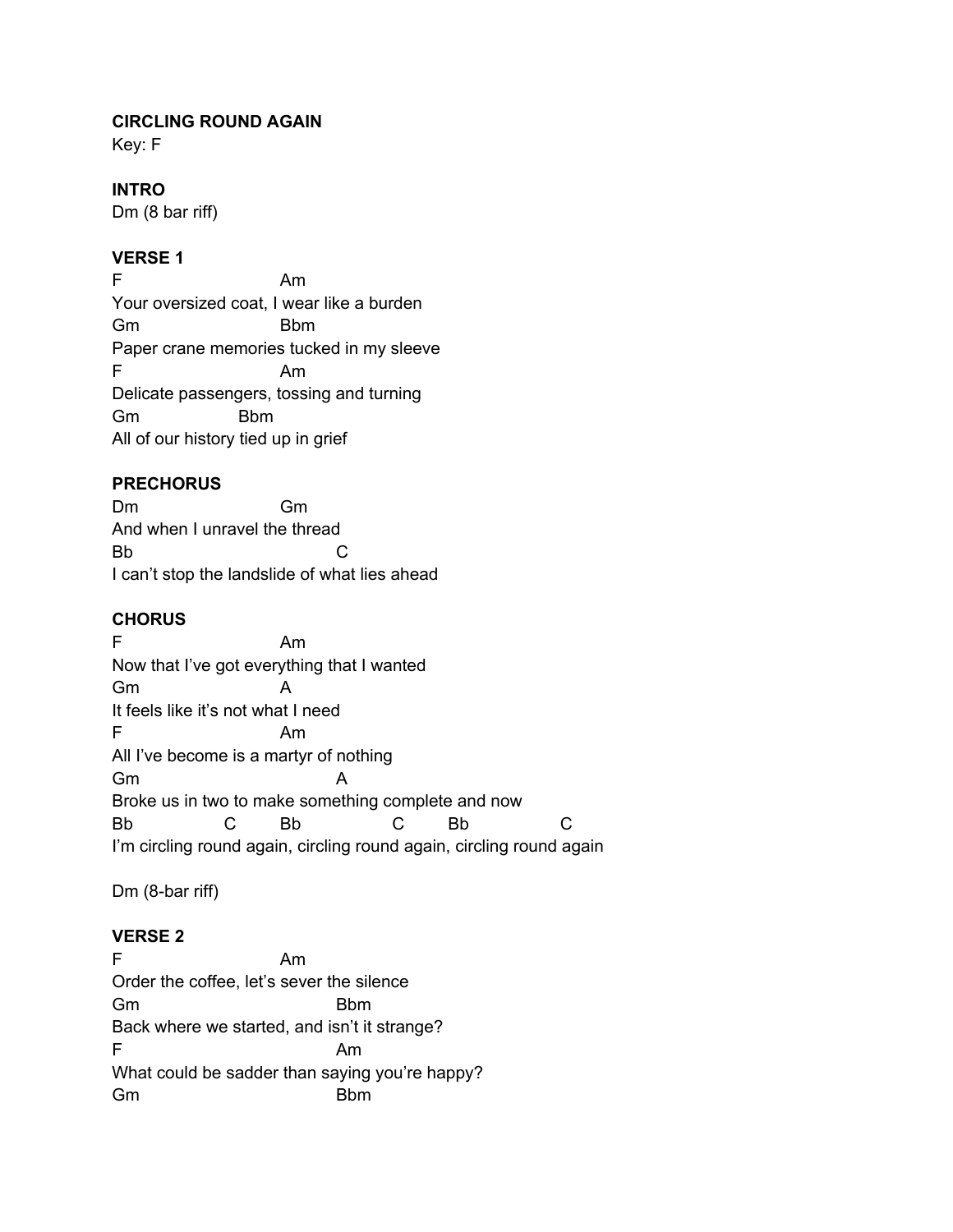**CIRCLING ROUND AGAIN**
Key: F

**INTRO**
Dm (8 bar riff)

**VERSE 1**

```
F                      Am
Your oversized coat, I wear like a burden
Gm                     Bbm
Paper crane memories tucked in my sleeve
F                      Am
Delicate passengers, tossing and turning
Gm                Bbm
All of our history tied up in grief
```

**PRECHORUS**

```
Dm                     Gm
And when I unravel the thread
Bb                            C
I can't stop the landslide of what lies ahead
```

**CHORUS**

```
F                      Am
Now that I've got everything that I wanted
Gm                     A
It feels like it's not what I need
F                      Am
All I've become is a martyr of nothing
Gm                               A
Broke us in two to make something complete and now
Bb              C        Bb              C        Bb              C
I'm circling round again, circling round again, circling round again
```

Dm (8-bar riff)

**VERSE 2**

```
F                      Am
Order the coffee, let's sever the silence
Gm                             Bbm
Back where we started, and isn't it strange?
F                              Am
What could be sadder than saying you're happy?
Gm                             Bbm
```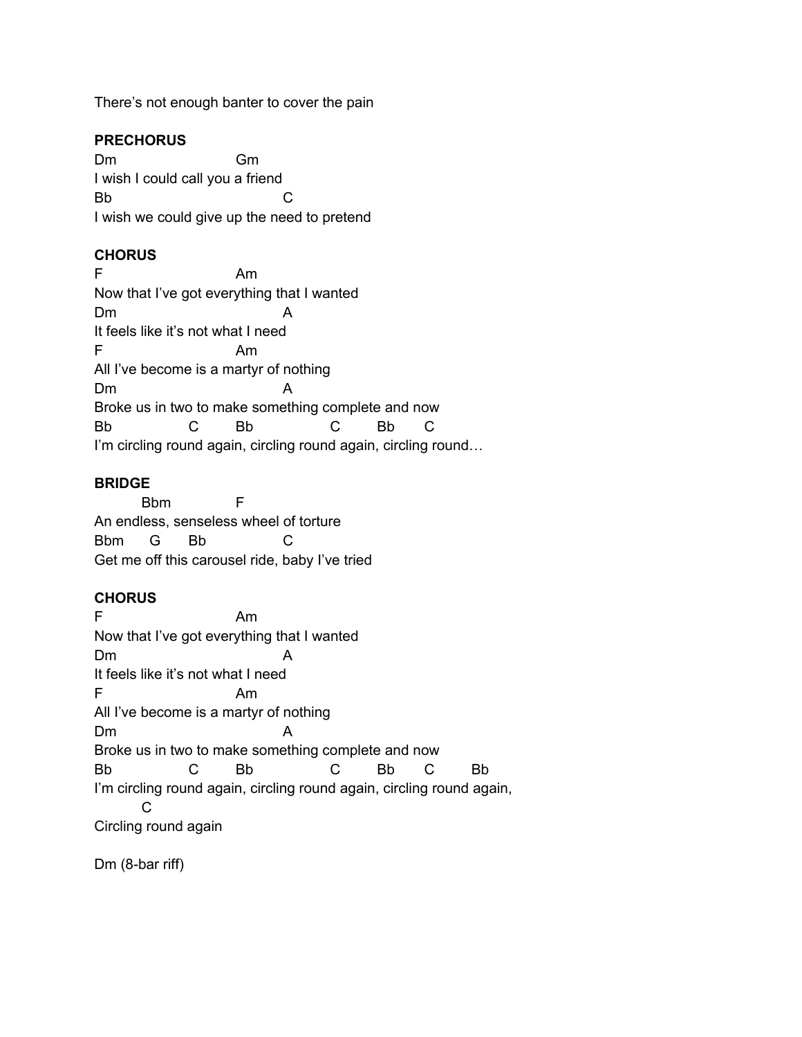There's not enough banter to cover the pain

**PRECHORUS**

```
Dm                        Gm
I wish I could call you a friend
Bb                                C
I wish we could give up the need to pretend
```

**CHORUS**

```
F                         Am
Now that I've got everything that I wanted
Dm                                A
It feels like it's not what I need
F                         Am
All I've become is a martyr of nothing
Dm                                A
Broke us in two to make something complete and now
Bb              C       Bb              C       Bb      C
I'm circling round again, circling round again, circling round…
```

**BRIDGE**

```
         Bbm            F
An endless, senseless wheel of torture
Bbm     G      Bb              C
Get me off this carousel ride, baby I've tried
```

**CHORUS**

```
F                         Am
Now that I've got everything that I wanted
Dm                                A
It feels like it's not what I need
F                         Am
All I've become is a martyr of nothing
Dm                                A
Broke us in two to make something complete and now
Bb              C       Bb              C       Bb      C       Bb
I'm circling round again, circling round again, circling round again,
         C
Circling round again
```

Dm (8-bar riff)